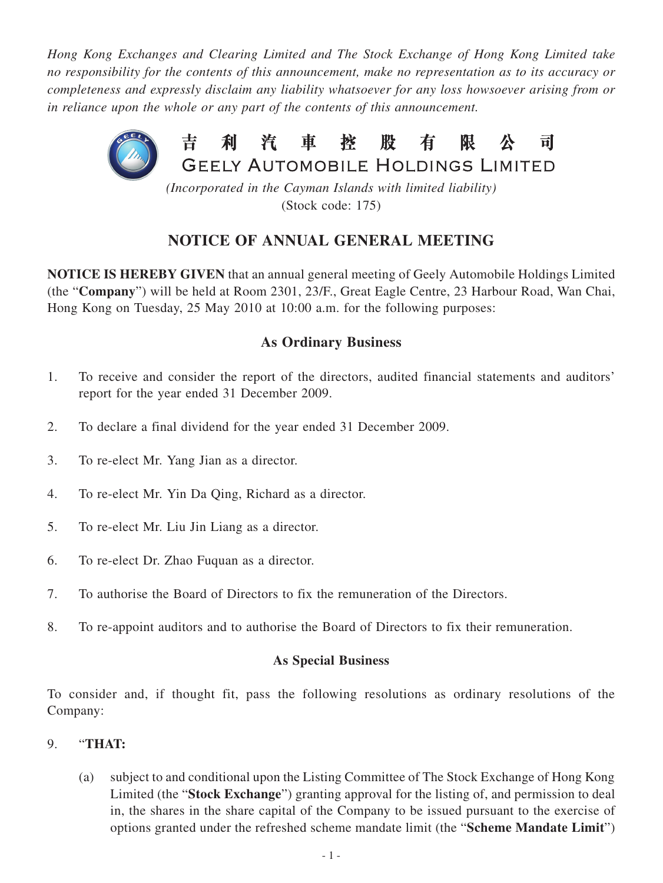*Hong Kong Exchanges and Clearing Limited and The Stock Exchange of Hong Kong Limited take no responsibility for the contents of this announcement, make no representation as to its accuracy or completeness and expressly disclaim any liability whatsoever for any loss howsoever arising from or in reliance upon the whole or any part of the contents of this announcement.*

# 吉利汽車控股有限公司
# GEELY AUTOMOBILE HOLDINGS LIMITED

*(Incorporated in the Cayman Islands with limited liability)*
(Stock code: 175)

## NOTICE OF ANNUAL GENERAL MEETING

**NOTICE IS HEREBY GIVEN** that an annual general meeting of Geely Automobile Holdings Limited (the "**Company**") will be held at Room 2301, 23/F., Great Eagle Centre, 23 Harbour Road, Wan Chai, Hong Kong on Tuesday, 25 May 2010 at 10:00 a.m. for the following purposes:

### As Ordinary Business

1. To receive and consider the report of the directors, audited financial statements and auditors' report for the year ended 31 December 2009.
2. To declare a final dividend for the year ended 31 December 2009.
3. To re-elect Mr. Yang Jian as a director.
4. To re-elect Mr. Yin Da Qing, Richard as a director.
5. To re-elect Mr. Liu Jin Liang as a director.
6. To re-elect Dr. Zhao Fuquan as a director.
7. To authorise the Board of Directors to fix the remuneration of the Directors.
8. To re-appoint auditors and to authorise the Board of Directors to fix their remuneration.

### As Special Business

To consider and, if thought fit, pass the following resolutions as ordinary resolutions of the Company:

9. "**THAT:**

   (a) subject to and conditional upon the Listing Committee of The Stock Exchange of Hong Kong Limited (the "**Stock Exchange**") granting approval for the listing of, and permission to deal in, the shares in the share capital of the Company to be issued pursuant to the exercise of options granted under the refreshed scheme mandate limit (the "**Scheme Mandate Limit**")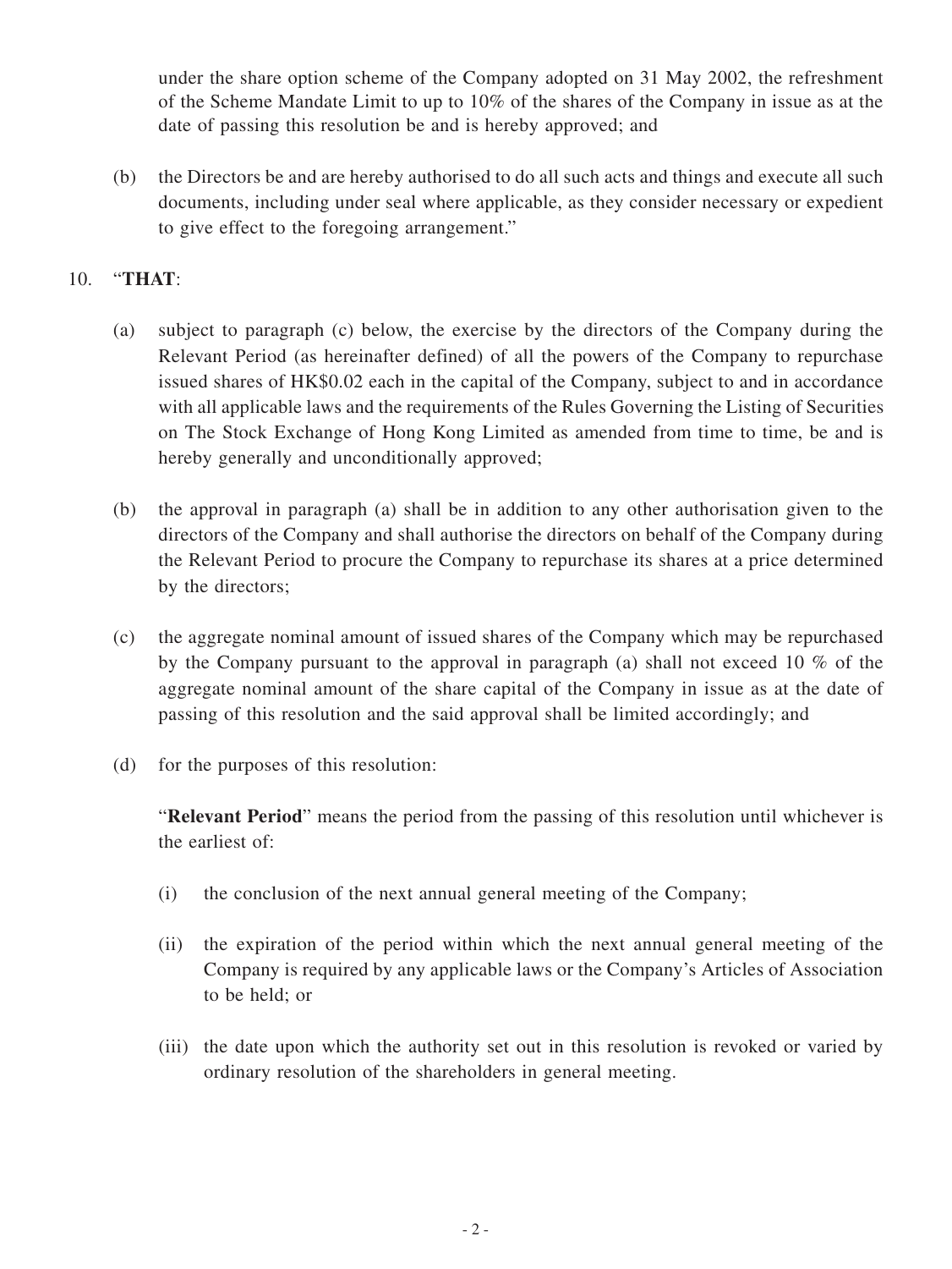under the share option scheme of the Company adopted on 31 May 2002, the refreshment of the Scheme Mandate Limit to up to 10% of the shares of the Company in issue as at the date of passing this resolution be and is hereby approved; and

(b) the Directors be and are hereby authorised to do all such acts and things and execute all such documents, including under seal where applicable, as they consider necessary or expedient to give effect to the foregoing arrangement."

10. "**THAT**:

(a) subject to paragraph (c) below, the exercise by the directors of the Company during the Relevant Period (as hereinafter defined) of all the powers of the Company to repurchase issued shares of HK$0.02 each in the capital of the Company, subject to and in accordance with all applicable laws and the requirements of the Rules Governing the Listing of Securities on The Stock Exchange of Hong Kong Limited as amended from time to time, be and is hereby generally and unconditionally approved;

(b) the approval in paragraph (a) shall be in addition to any other authorisation given to the directors of the Company and shall authorise the directors on behalf of the Company during the Relevant Period to procure the Company to repurchase its shares at a price determined by the directors;

(c) the aggregate nominal amount of issued shares of the Company which may be repurchased by the Company pursuant to the approval in paragraph (a) shall not exceed 10 % of the aggregate nominal amount of the share capital of the Company in issue as at the date of passing of this resolution and the said approval shall be limited accordingly; and

(d) for the purposes of this resolution:

"**Relevant Period**" means the period from the passing of this resolution until whichever is the earliest of:

(i) the conclusion of the next annual general meeting of the Company;

(ii) the expiration of the period within which the next annual general meeting of the Company is required by any applicable laws or the Company's Articles of Association to be held; or

(iii) the date upon which the authority set out in this resolution is revoked or varied by ordinary resolution of the shareholders in general meeting.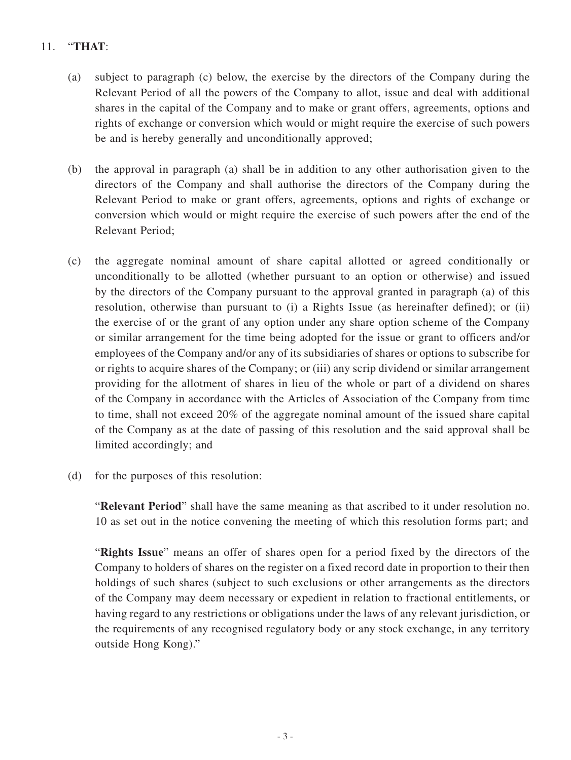11. "**THAT**:

   (a) subject to paragraph (c) below, the exercise by the directors of the Company during the Relevant Period of all the powers of the Company to allot, issue and deal with additional shares in the capital of the Company and to make or grant offers, agreements, options and rights of exchange or conversion which would or might require the exercise of such powers be and is hereby generally and unconditionally approved;

   (b) the approval in paragraph (a) shall be in addition to any other authorisation given to the directors of the Company and shall authorise the directors of the Company during the Relevant Period to make or grant offers, agreements, options and rights of exchange or conversion which would or might require the exercise of such powers after the end of the Relevant Period;

   (c) the aggregate nominal amount of share capital allotted or agreed conditionally or unconditionally to be allotted (whether pursuant to an option or otherwise) and issued by the directors of the Company pursuant to the approval granted in paragraph (a) of this resolution, otherwise than pursuant to (i) a Rights Issue (as hereinafter defined); or (ii) the exercise of or the grant of any option under any share option scheme of the Company or similar arrangement for the time being adopted for the issue or grant to officers and/or employees of the Company and/or any of its subsidiaries of shares or options to subscribe for or rights to acquire shares of the Company; or (iii) any scrip dividend or similar arrangement providing for the allotment of shares in lieu of the whole or part of a dividend on shares of the Company in accordance with the Articles of Association of the Company from time to time, shall not exceed 20% of the aggregate nominal amount of the issued share capital of the Company as at the date of passing of this resolution and the said approval shall be limited accordingly; and

   (d) for the purposes of this resolution:

   "**Relevant Period**" shall have the same meaning as that ascribed to it under resolution no. 10 as set out in the notice convening the meeting of which this resolution forms part; and

   "**Rights Issue**" means an offer of shares open for a period fixed by the directors of the Company to holders of shares on the register on a fixed record date in proportion to their then holdings of such shares (subject to such exclusions or other arrangements as the directors of the Company may deem necessary or expedient in relation to fractional entitlements, or having regard to any restrictions or obligations under the laws of any relevant jurisdiction, or the requirements of any recognised regulatory body or any stock exchange, in any territory outside Hong Kong)."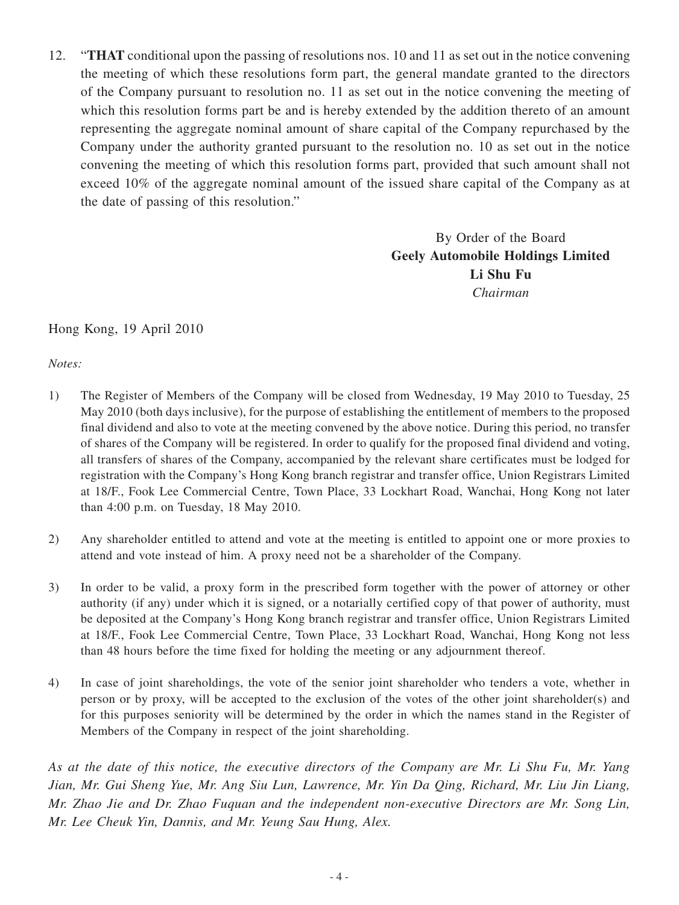12. "**THAT** conditional upon the passing of resolutions nos. 10 and 11 as set out in the notice convening the meeting of which these resolutions form part, the general mandate granted to the directors of the Company pursuant to resolution no. 11 as set out in the notice convening the meeting of which this resolution forms part be and is hereby extended by the addition thereto of an amount representing the aggregate nominal amount of share capital of the Company repurchased by the Company under the authority granted pursuant to the resolution no. 10 as set out in the notice convening the meeting of which this resolution forms part, provided that such amount shall not exceed 10% of the aggregate nominal amount of the issued share capital of the Company as at the date of passing of this resolution."

By Order of the Board
**Geely Automobile Holdings Limited**
**Li Shu Fu**
*Chairman*

Hong Kong, 19 April 2010

*Notes:*

1) The Register of Members of the Company will be closed from Wednesday, 19 May 2010 to Tuesday, 25 May 2010 (both days inclusive), for the purpose of establishing the entitlement of members to the proposed final dividend and also to vote at the meeting convened by the above notice. During this period, no transfer of shares of the Company will be registered. In order to qualify for the proposed final dividend and voting, all transfers of shares of the Company, accompanied by the relevant share certificates must be lodged for registration with the Company's Hong Kong branch registrar and transfer office, Union Registrars Limited at 18/F., Fook Lee Commercial Centre, Town Place, 33 Lockhart Road, Wanchai, Hong Kong not later than 4:00 p.m. on Tuesday, 18 May 2010.

2) Any shareholder entitled to attend and vote at the meeting is entitled to appoint one or more proxies to attend and vote instead of him. A proxy need not be a shareholder of the Company.

3) In order to be valid, a proxy form in the prescribed form together with the power of attorney or other authority (if any) under which it is signed, or a notarially certified copy of that power of authority, must be deposited at the Company's Hong Kong branch registrar and transfer office, Union Registrars Limited at 18/F., Fook Lee Commercial Centre, Town Place, 33 Lockhart Road, Wanchai, Hong Kong not less than 48 hours before the time fixed for holding the meeting or any adjournment thereof.

4) In case of joint shareholdings, the vote of the senior joint shareholder who tenders a vote, whether in person or by proxy, will be accepted to the exclusion of the votes of the other joint shareholder(s) and for this purposes seniority will be determined by the order in which the names stand in the Register of Members of the Company in respect of the joint shareholding.

*As at the date of this notice, the executive directors of the Company are Mr. Li Shu Fu, Mr. Yang Jian, Mr. Gui Sheng Yue, Mr. Ang Siu Lun, Lawrence, Mr. Yin Da Qing, Richard, Mr. Liu Jin Liang, Mr. Zhao Jie and Dr. Zhao Fuquan and the independent non-executive Directors are Mr. Song Lin, Mr. Lee Cheuk Yin, Dannis, and Mr. Yeung Sau Hung, Alex.*